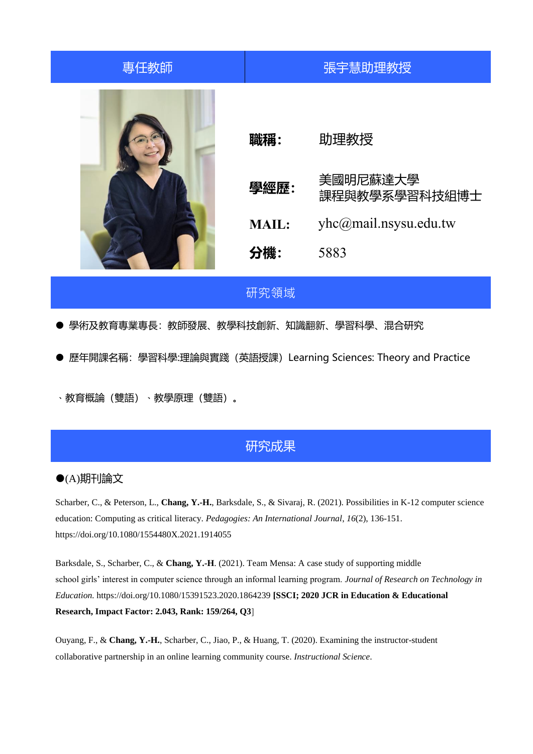| 專任教師 | 張宇慧助理教授 |
| --- | --- |

| | |
| --- | --- |
| **職稱:** | 助理教授 |
| **學經歷:** | 美國明尼蘇達大學<br>課程與教學系學習科技組博士 |
| **MAIL:** | yhc@mail.nsysu.edu.tw |
| **分機:** | 5883 |

## 研究領域

- 學術及教育專業專長：教師發展、教學科技創新、知識翻新、學習科學、混合研究
- 歷年開課名稱：學習科學:理論與實踐（英語授課）Learning Sciences: Theory and Practice

、教育概論（雙語）、教學原理（雙語）。

## 研究成果

●(A)期刊論文

Scharber, C., & Peterson, L., **Chang, Y.-H.**, Barksdale, S., & Sivaraj, R. (2021). Possibilities in K-12 computer science education: Computing as critical literacy. *Pedagogies: An International Journal*, *16*(2), 136-151. https://doi.org/10.1080/1554480X.2021.1914055

Barksdale, S., Scharber, C., & **Chang, Y.-H**. (2021). Team Mensa: A case study of supporting middle school girls' interest in computer science through an informal learning program. *Journal of Research on Technology in Education.* https://doi.org/10.1080/15391523.2020.1864239 **[SSCI; 2020 JCR in Education & Educational Research, Impact Factor: 2.043, Rank: 159/264, Q3**]

Ouyang, F., & **Chang, Y.-H.**, Scharber, C., Jiao, P., & Huang, T. (2020). Examining the instructor-student collaborative partnership in an online learning community course. *Instructional Science*.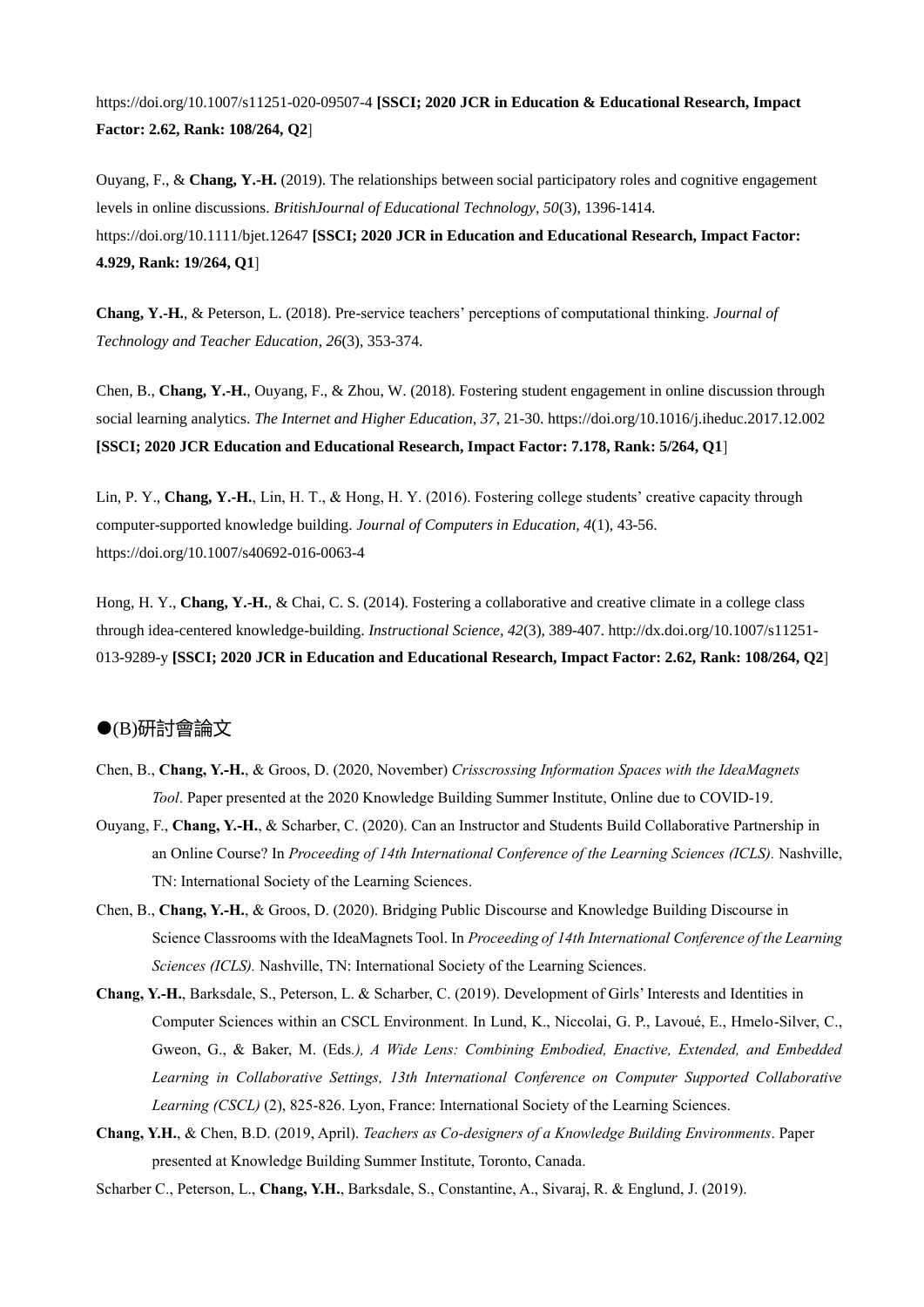https://doi.org/10.1007/s11251-020-09507-4 **[SSCI; 2020 JCR in Education & Educational Research, Impact Factor: 2.62, Rank: 108/264, Q2**]

Ouyang, F., & **Chang, Y.-H.** (2019). The relationships between social participatory roles and cognitive engagement levels in online discussions. *BritishJournal of Educational Technology, 50*(3), 1396-1414. https://doi.org/10.1111/bjet.12647 **[SSCI; 2020 JCR in Education and Educational Research, Impact Factor: 4.929, Rank: 19/264, Q1**]

**Chang, Y.-H.**, & Peterson, L. (2018). Pre-service teachers' perceptions of computational thinking. *Journal of Technology and Teacher Education, 26*(3), 353-374.

Chen, B., **Chang, Y.-H.**, Ouyang, F., & Zhou, W. (2018). Fostering student engagement in online discussion through social learning analytics. *The Internet and Higher Education, 37*, 21-30. https://doi.org/10.1016/j.iheduc.2017.12.002 **[SSCI; 2020 JCR Education and Educational Research, Impact Factor: 7.178, Rank: 5/264, Q1**]

Lin, P. Y., **Chang, Y.-H.**, Lin, H. T., & Hong, H. Y. (2016). Fostering college students' creative capacity through computer-supported knowledge building. *Journal of Computers in Education, 4*(1), 43-56. https://doi.org/10.1007/s40692-016-0063-4

Hong, H. Y., **Chang, Y.-H.**, & Chai, C. S. (2014). Fostering a collaborative and creative climate in a college class through idea-centered knowledge-building. *Instructional Science, 42*(3), 389-407. http://dx.doi.org/10.1007/s11251-013-9289-y **[SSCI; 2020 JCR in Education and Educational Research, Impact Factor: 2.62, Rank: 108/264, Q2**]

## ●(B)研討會論文

Chen, B., **Chang, Y.-H.**, & Groos, D. (2020, November) *Crisscrossing Information Spaces with the IdeaMagnets Tool*. Paper presented at the 2020 Knowledge Building Summer Institute, Online due to COVID-19.

Ouyang, F., **Chang, Y.-H.**, & Scharber, C. (2020). Can an Instructor and Students Build Collaborative Partnership in an Online Course? In *Proceeding of 14th International Conference of the Learning Sciences (ICLS).* Nashville, TN: International Society of the Learning Sciences.

Chen, B., **Chang, Y.-H.**, & Groos, D. (2020). Bridging Public Discourse and Knowledge Building Discourse in Science Classrooms with the IdeaMagnets Tool. In *Proceeding of 14th International Conference of the Learning Sciences (ICLS).* Nashville, TN: International Society of the Learning Sciences.

**Chang, Y.-H.**, Barksdale, S., Peterson, L. & Scharber, C. (2019). Development of Girls' Interests and Identities in Computer Sciences within an CSCL Environment. In Lund, K., Niccolai, G. P., Lavoué, E., Hmelo-Silver, C., Gweon, G., & Baker, M. (Eds*.), A Wide Lens: Combining Embodied, Enactive, Extended, and Embedded Learning in Collaborative Settings, 13th International Conference on Computer Supported Collaborative Learning (CSCL)* (2), 825-826. Lyon, France: International Society of the Learning Sciences.

**Chang, Y.H.**, & Chen, B.D. (2019, April). *Teachers as Co-designers of a Knowledge Building Environments*. Paper presented at Knowledge Building Summer Institute, Toronto, Canada.

Scharber C., Peterson, L., **Chang, Y.H.**, Barksdale, S., Constantine, A., Sivaraj, R. & Englund, J. (2019).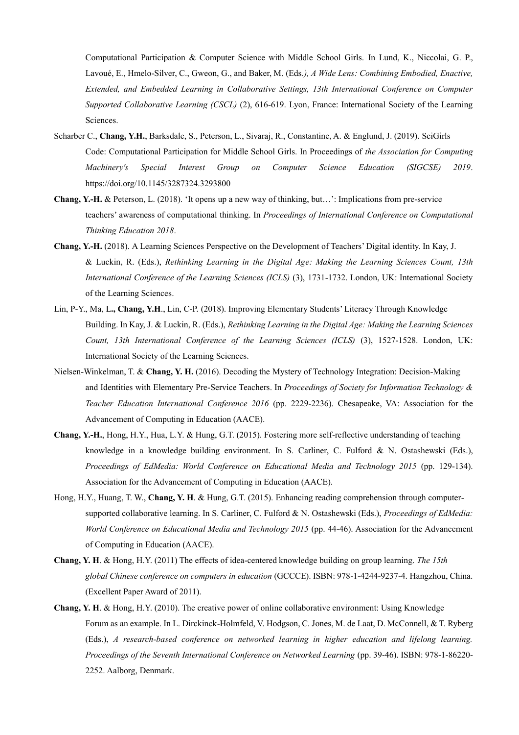Computational Participation & Computer Science with Middle School Girls. In Lund, K., Niccolai, G. P., Lavoué, E., Hmelo-Silver, C., Gweon, G., and Baker, M. (Eds*.), A Wide Lens: Combining Embodied, Enactive, Extended, and Embedded Learning in Collaborative Settings, 13th International Conference on Computer Supported Collaborative Learning (CSCL)* (2), 616-619. Lyon, France: International Society of the Learning Sciences.

Scharber C., **Chang, Y.H.**, Barksdale, S., Peterson, L., Sivaraj, R., Constantine, A. & Englund, J. (2019). SciGirls Code: Computational Participation for Middle School Girls. In Proceedings of *the Association for Computing Machinery's Special Interest Group on Computer Science Education (SIGCSE) 2019*. https://doi.org/10.1145/3287324.3293800

**Chang, Y.-H.** & Peterson, L. (2018). 'It opens up a new way of thinking, but…': Implications from pre-service teachers' awareness of computational thinking. In *Proceedings of International Conference on Computational Thinking Education 2018*.

**Chang, Y.-H.** (2018). A Learning Sciences Perspective on the Development of Teachers' Digital identity. In Kay, J. & Luckin, R. (Eds.), *Rethinking Learning in the Digital Age: Making the Learning Sciences Count, 13th International Conference of the Learning Sciences (ICLS)* (3), 1731-1732. London, UK: International Society of the Learning Sciences.

Lin, P-Y., Ma, L**., Chang, Y.H**., Lin, C-P. (2018). Improving Elementary Students' Literacy Through Knowledge Building. In Kay, J. & Luckin, R. (Eds.), *Rethinking Learning in the Digital Age: Making the Learning Sciences Count, 13th International Conference of the Learning Sciences (ICLS)* (3), 1527-1528. London, UK: International Society of the Learning Sciences.

Nielsen-Winkelman, T. & **Chang, Y. H.** (2016). Decoding the Mystery of Technology Integration: Decision-Making and Identities with Elementary Pre-Service Teachers. In *Proceedings of Society for Information Technology & Teacher Education International Conference 2016* (pp. 2229-2236). Chesapeake, VA: Association for the Advancement of Computing in Education (AACE).

**Chang, Y.-H.**, Hong, H.Y., Hua, L.Y. & Hung, G.T. (2015). Fostering more self-reflective understanding of teaching knowledge in a knowledge building environment. In S. Carliner, C. Fulford & N. Ostashewski (Eds.), *Proceedings of EdMedia: World Conference on Educational Media and Technology 2015* (pp. 129-134). Association for the Advancement of Computing in Education (AACE).

Hong, H.Y., Huang, T. W., **Chang, Y. H**. & Hung, G.T. (2015). Enhancing reading comprehension through computer-supported collaborative learning. In S. Carliner, C. Fulford & N. Ostashewski (Eds.), *Proceedings of EdMedia: World Conference on Educational Media and Technology 2015* (pp. 44-46). Association for the Advancement of Computing in Education (AACE).

**Chang, Y. H**. & Hong, H.Y. (2011) The effects of idea-centered knowledge building on group learning. *The 15th global Chinese conference on computers in education* (GCCCE). ISBN: 978-1-4244-9237-4. Hangzhou, China. (Excellent Paper Award of 2011).

**Chang, Y. H**. & Hong, H.Y. (2010). The creative power of online collaborative environment: Using Knowledge Forum as an example. In L. Dirckinck-Holmfeld, V. Hodgson, C. Jones, M. de Laat, D. McConnell, & T. Ryberg (Eds.), *A research-based conference on networked learning in higher education and lifelong learning. Proceedings of the Seventh International Conference on Networked Learning* (pp. 39-46). ISBN: 978-1-86220-2252. Aalborg, Denmark.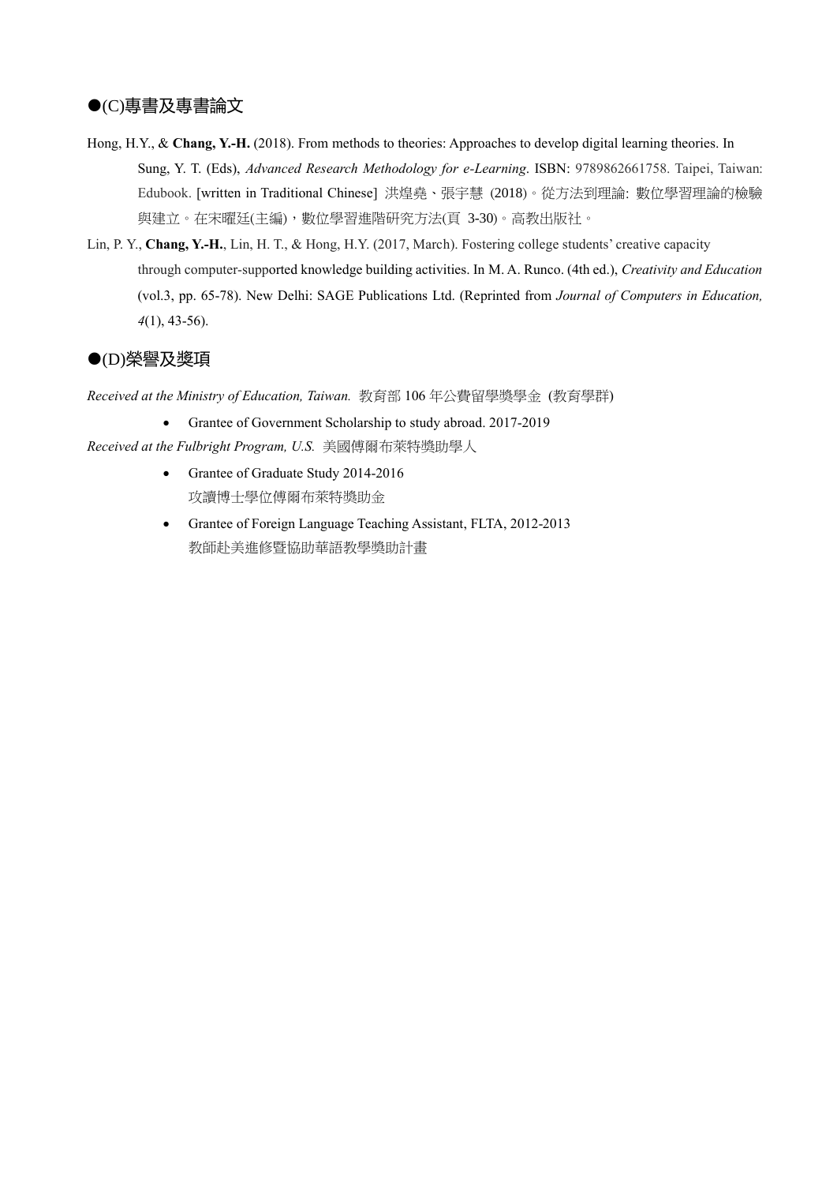## ●(C)專書及專書論文

Hong, H.Y., & **Chang, Y.-H.** (2018). From methods to theories: Approaches to develop digital learning theories. In Sung, Y. T. (Eds), *Advanced Research Methodology for e-Learning*. ISBN: 9789862661758. Taipei, Taiwan: Edubook. [written in Traditional Chinese] 洪煌堯、張宇慧 (2018)。從方法到理論: 數位學習理論的檢驗與建立。在宋曜廷(主編)，數位學習進階研究方法(頁 3-30)。高教出版社。

Lin, P. Y., **Chang, Y.-H.**, Lin, H. T., & Hong, H.Y. (2017, March). Fostering college students' creative capacity through computer-supported knowledge building activities. In M. A. Runco. (4th ed.), *Creativity and Education* (vol.3, pp. 65-78). New Delhi: SAGE Publications Ltd. (Reprinted from *Journal of Computers in Education, 4*(1), 43-56).

## ●(D)榮譽及獎項

*Received at the Ministry of Education, Taiwan.* 教育部 106 年公費留學獎學金 (教育學群)

- Grantee of Government Scholarship to study abroad. 2017-2019

*Received at the Fulbright Program, U.S.* 美國傅爾布萊特獎助學人

- Grantee of Graduate Study 2014-2016
  攻讀博士學位傅爾布萊特獎助金
- Grantee of Foreign Language Teaching Assistant, FLTA, 2012-2013
  教師赴美進修暨協助華語教學獎助計畫